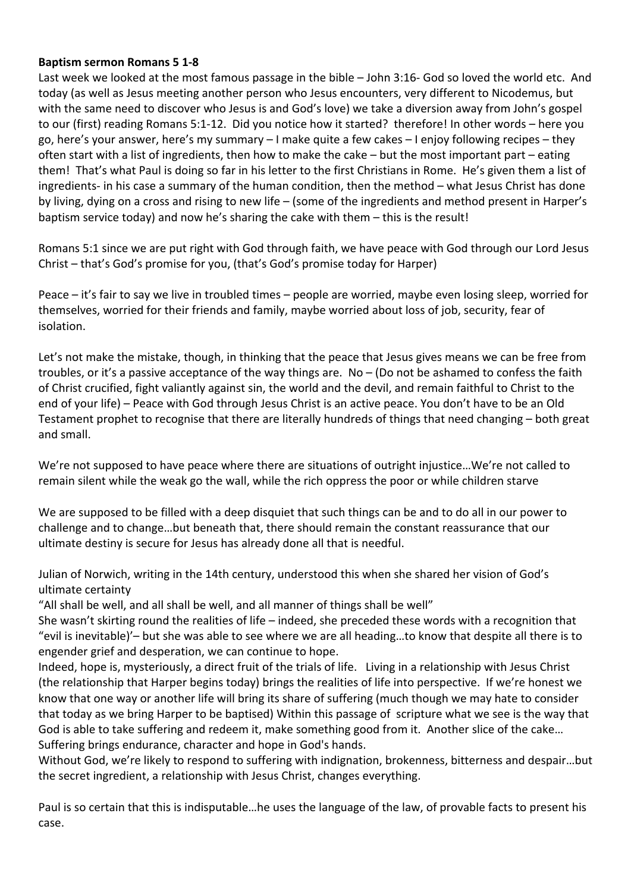**Baptism sermon Romans 5 1-8**

Last week we looked at the most famous passage in the bible – John 3:16- God so loved the world etc. And today (as well as Jesus meeting another person who Jesus encounters, very different to Nicodemus, but with the same need to discover who Jesus is and God's love) we take a diversion away from John's gospel to our (first) reading Romans 5:1-12. Did you notice how it started? therefore! In other words – here you go, here's your answer, here's my summary – I make quite a few cakes – I enjoy following recipes – they often start with a list of ingredients, then how to make the cake – but the most important part – eating them! That's what Paul is doing so far in his letter to the first Christians in Rome. He's given them a list of ingredients- in his case a summary of the human condition, then the method – what Jesus Christ has done by living, dying on a cross and rising to new life – (some of the ingredients and method present in Harper's baptism service today) and now he's sharing the cake with them – this is the result!

Romans 5:1 since we are put right with God through faith, we have peace with God through our Lord Jesus Christ – that's God's promise for you, (that's God's promise today for Harper)

Peace – it's fair to say we live in troubled times – people are worried, maybe even losing sleep, worried for themselves, worried for their friends and family, maybe worried about loss of job, security, fear of isolation.

Let's not make the mistake, though, in thinking that the peace that Jesus gives means we can be free from troubles, or it's a passive acceptance of the way things are. No – (Do not be ashamed to confess the faith of Christ crucified, fight valiantly against sin, the world and the devil, and remain faithful to Christ to the end of your life) – Peace with God through Jesus Christ is an active peace. You don't have to be an Old Testament prophet to recognise that there are literally hundreds of things that need changing – both great and small.

We're not supposed to have peace where there are situations of outright injustice…We're not called to remain silent while the weak go the wall, while the rich oppress the poor or while children starve

We are supposed to be filled with a deep disquiet that such things can be and to do all in our power to challenge and to change…but beneath that, there should remain the constant reassurance that our ultimate destiny is secure for Jesus has already done all that is needful.

Julian of Norwich, writing in the 14th century, understood this when she shared her vision of God's ultimate certainty

"All shall be well, and all shall be well, and all manner of things shall be well"

She wasn't skirting round the realities of life – indeed, she preceded these words with a recognition that "evil is inevitable)'– but she was able to see where we are all heading…to know that despite all there is to engender grief and desperation, we can continue to hope.

Indeed, hope is, mysteriously, a direct fruit of the trials of life. Living in a relationship with Jesus Christ (the relationship that Harper begins today) brings the realities of life into perspective. If we're honest we know that one way or another life will bring its share of suffering (much though we may hate to consider that today as we bring Harper to be baptised) Within this passage of scripture what we see is the way that God is able to take suffering and redeem it, make something good from it. Another slice of the cake… Suffering brings endurance, character and hope in God's hands.

Without God, we're likely to respond to suffering with indignation, brokenness, bitterness and despair…but the secret ingredient, a relationship with Jesus Christ, changes everything.

Paul is so certain that this is indisputable…he uses the language of the law, of provable facts to present his case.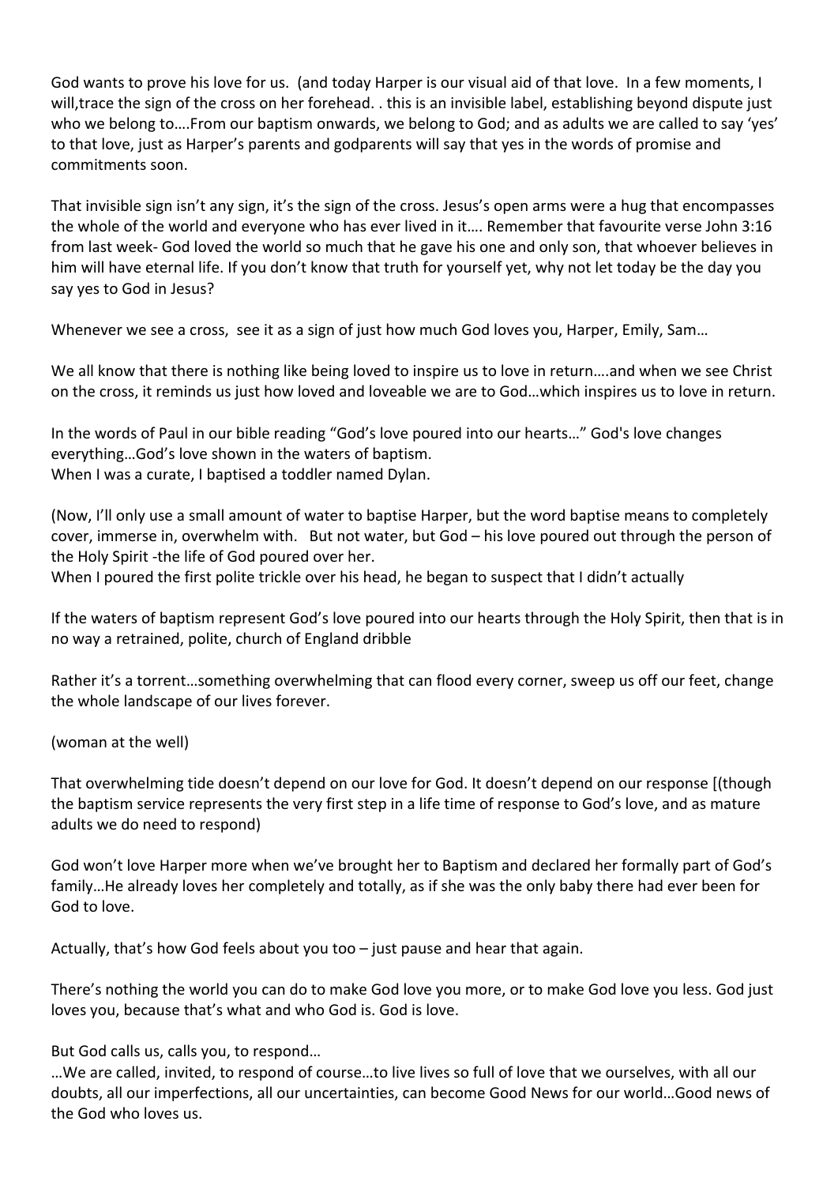God wants to prove his love for us. (and today Harper is our visual aid of that love. In a few moments, I will,trace the sign of the cross on her forehead. . this is an invisible label, establishing beyond dispute just who we belong to….From our baptism onwards, we belong to God; and as adults we are called to say 'yes' to that love, just as Harper's parents and godparents will say that yes in the words of promise and commitments soon.

That invisible sign isn't any sign, it's the sign of the cross. Jesus's open arms were a hug that encompasses the whole of the world and everyone who has ever lived in it…. Remember that favourite verse John 3:16 from last week- God loved the world so much that he gave his one and only son, that whoever believes in him will have eternal life. If you don't know that truth for yourself yet, why not let today be the day you say yes to God in Jesus?

Whenever we see a cross, see it as a sign of just how much God loves you, Harper, Emily, Sam…

We all know that there is nothing like being loved to inspire us to love in return….and when we see Christ on the cross, it reminds us just how loved and loveable we are to God…which inspires us to love in return.

In the words of Paul in our bible reading "God's love poured into our hearts…" God's love changes everything…God's love shown in the waters of baptism.
When I was a curate, I baptised a toddler named Dylan.

(Now, I'll only use a small amount of water to baptise Harper, but the word baptise means to completely cover, immerse in, overwhelm with. But not water, but God – his love poured out through the person of the Holy Spirit -the life of God poured over her.
When I poured the first polite trickle over his head, he began to suspect that I didn't actually

If the waters of baptism represent God's love poured into our hearts through the Holy Spirit, then that is in no way a retrained, polite, church of England dribble

Rather it's a torrent…something overwhelming that can flood every corner, sweep us off our feet, change the whole landscape of our lives forever.

(woman at the well)

That overwhelming tide doesn't depend on our love for God. It doesn't depend on our response [(though the baptism service represents the very first step in a life time of response to God's love, and as mature adults we do need to respond)

God won't love Harper more when we've brought her to Baptism and declared her formally part of God's family…He already loves her completely and totally, as if she was the only baby there had ever been for God to love.

Actually, that's how God feels about you too – just pause and hear that again.

There's nothing the world you can do to make God love you more, or to make God love you less. God just loves you, because that's what and who God is. God is love.

But God calls us, calls you, to respond…
…We are called, invited, to respond of course…to live lives so full of love that we ourselves, with all our doubts, all our imperfections, all our uncertainties, can become Good News for our world…Good news of the God who loves us.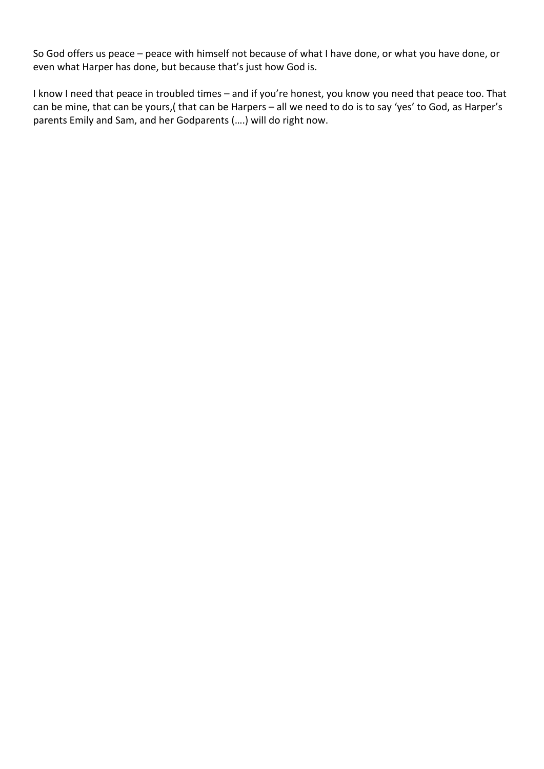So God offers us peace – peace with himself not because of what I have done, or what you have done, or even what Harper has done, but because that's just how God is.

I know I need that peace in troubled times – and if you're honest, you know you need that peace too. That can be mine, that can be yours,( that can be Harpers – all we need to do is to say 'yes' to God, as Harper's parents Emily and Sam, and her Godparents (….) will do right now.